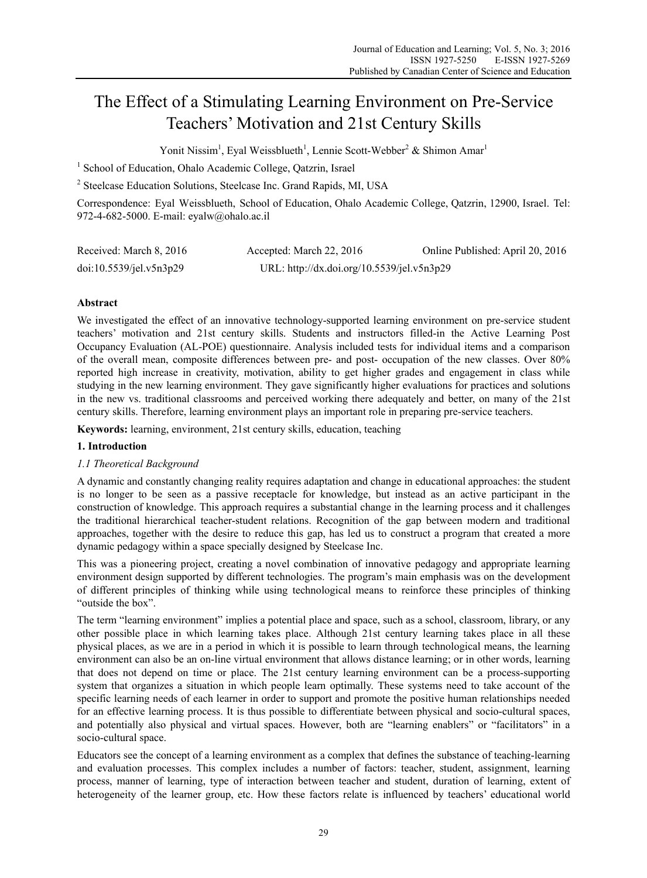# The Effect of a Stimulating Learning Environment on Pre-Service Teachers' Motivation and 21st Century Skills

Yonit Nissim[1], Eyal Weissblueth[1], Lennie Scott-Webber[2] & Shimon Amar[1]

[1] School of Education, Ohalo Academic College, Qatzrin, Israel

[2] Steelcase Education Solutions, Steelcase Inc. Grand Rapids, MI, USA

Correspondence: Eyal Weissblueth, School of Education, Ohalo Academic College, Qatzrin, 12900, Israel. Tel: 972-4-682-5000. E-mail: eyalw@ohalo.ac.il

Received: March 8, 2016 Accepted: March 22, 2016 Online Published: April 20, 2016

doi:10.5539/jel.v5n3p29 URL: http://dx.doi.org/10.5539/jel.v5n3p29

## Abstract

We investigated the effect of an innovative technology-supported learning environment on pre-service student teachers' motivation and 21st century skills. Students and instructors filled-in the Active Learning Post Occupancy Evaluation (AL-POE) questionnaire. Analysis included tests for individual items and a comparison of the overall mean, composite differences between pre- and post- occupation of the new classes. Over 80% reported high increase in creativity, motivation, ability to get higher grades and engagement in class while studying in the new learning environment. They gave significantly higher evaluations for practices and solutions in the new vs. traditional classrooms and perceived working there adequately and better, on many of the 21st century skills. Therefore, learning environment plays an important role in preparing pre-service teachers.

**Keywords:** learning, environment, 21st century skills, education, teaching

## 1. Introduction

### *1.1 Theoretical Background*

A dynamic and constantly changing reality requires adaptation and change in educational approaches: the student is no longer to be seen as a passive receptacle for knowledge, but instead as an active participant in the construction of knowledge. This approach requires a substantial change in the learning process and it challenges the traditional hierarchical teacher-student relations. Recognition of the gap between modern and traditional approaches, together with the desire to reduce this gap, has led us to construct a program that created a more dynamic pedagogy within a space specially designed by Steelcase Inc.

This was a pioneering project, creating a novel combination of innovative pedagogy and appropriate learning environment design supported by different technologies. The program's main emphasis was on the development of different principles of thinking while using technological means to reinforce these principles of thinking "outside the box".

The term "learning environment" implies a potential place and space, such as a school, classroom, library, or any other possible place in which learning takes place. Although 21st century learning takes place in all these physical places, as we are in a period in which it is possible to learn through technological means, the learning environment can also be an on-line virtual environment that allows distance learning; or in other words, learning that does not depend on time or place. The 21st century learning environment can be a process-supporting system that organizes a situation in which people learn optimally. These systems need to take account of the specific learning needs of each learner in order to support and promote the positive human relationships needed for an effective learning process. It is thus possible to differentiate between physical and socio-cultural spaces, and potentially also physical and virtual spaces. However, both are "learning enablers" or "facilitators" in a socio-cultural space.

Educators see the concept of a learning environment as a complex that defines the substance of teaching-learning and evaluation processes. This complex includes a number of factors: teacher, student, assignment, learning process, manner of learning, type of interaction between teacher and student, duration of learning, extent of heterogeneity of the learner group, etc. How these factors relate is influenced by teachers' educational world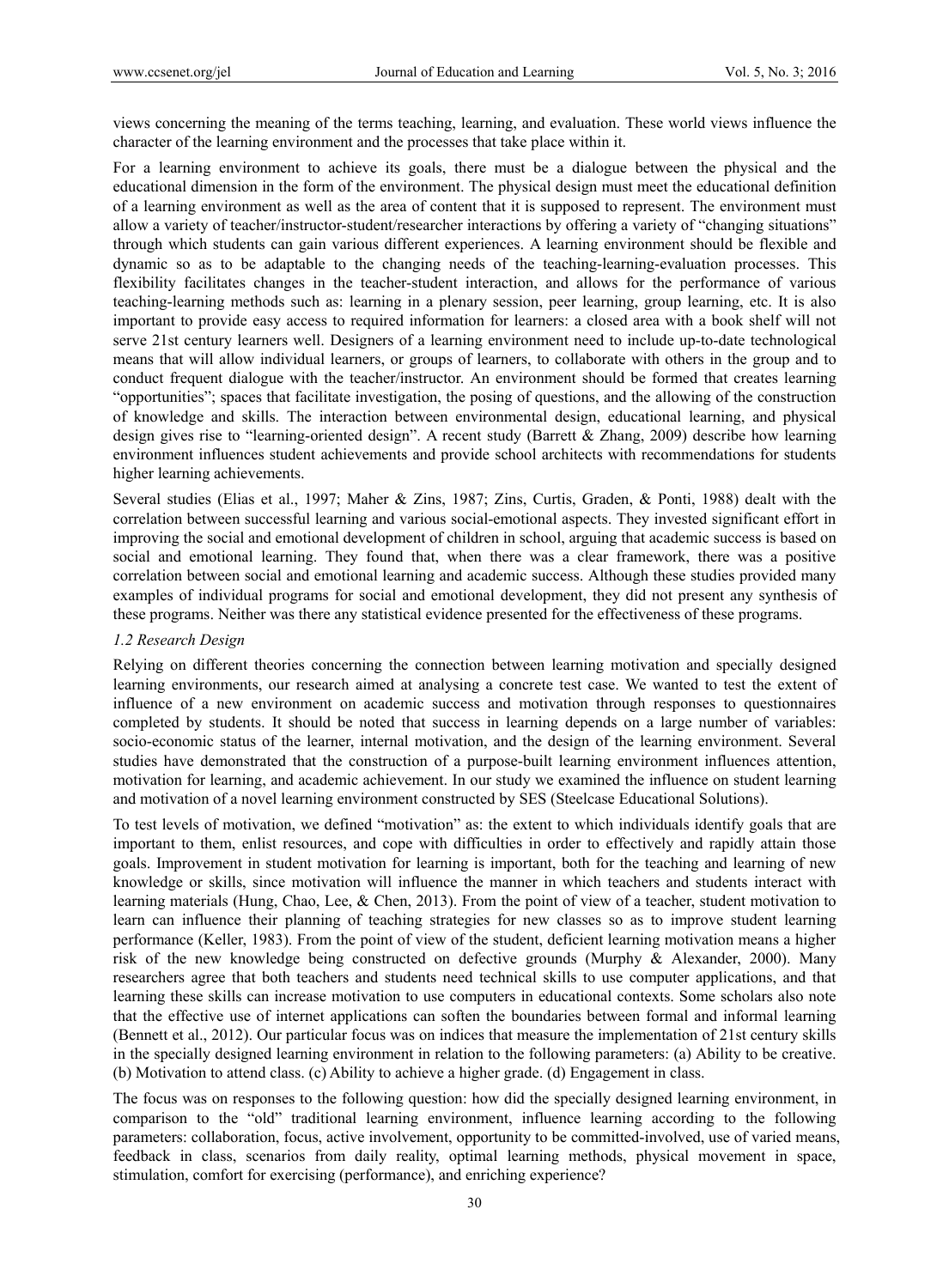views concerning the meaning of the terms teaching, learning, and evaluation. These world views influence the character of the learning environment and the processes that take place within it.

For a learning environment to achieve its goals, there must be a dialogue between the physical and the educational dimension in the form of the environment. The physical design must meet the educational definition of a learning environment as well as the area of content that it is supposed to represent. The environment must allow a variety of teacher/instructor-student/researcher interactions by offering a variety of "changing situations" through which students can gain various different experiences. A learning environment should be flexible and dynamic so as to be adaptable to the changing needs of the teaching-learning-evaluation processes. This flexibility facilitates changes in the teacher-student interaction, and allows for the performance of various teaching-learning methods such as: learning in a plenary session, peer learning, group learning, etc. It is also important to provide easy access to required information for learners: a closed area with a book shelf will not serve 21st century learners well. Designers of a learning environment need to include up-to-date technological means that will allow individual learners, or groups of learners, to collaborate with others in the group and to conduct frequent dialogue with the teacher/instructor. An environment should be formed that creates learning "opportunities"; spaces that facilitate investigation, the posing of questions, and the allowing of the construction of knowledge and skills. The interaction between environmental design, educational learning, and physical design gives rise to "learning-oriented design". A recent study (Barrett & Zhang, 2009) describe how learning environment influences student achievements and provide school architects with recommendations for students higher learning achievements.

Several studies (Elias et al., 1997; Maher & Zins, 1987; Zins, Curtis, Graden, & Ponti, 1988) dealt with the correlation between successful learning and various social-emotional aspects. They invested significant effort in improving the social and emotional development of children in school, arguing that academic success is based on social and emotional learning. They found that, when there was a clear framework, there was a positive correlation between social and emotional learning and academic success. Although these studies provided many examples of individual programs for social and emotional development, they did not present any synthesis of these programs. Neither was there any statistical evidence presented for the effectiveness of these programs.

### *1.2 Research Design*

Relying on different theories concerning the connection between learning motivation and specially designed learning environments, our research aimed at analysing a concrete test case. We wanted to test the extent of influence of a new environment on academic success and motivation through responses to questionnaires completed by students. It should be noted that success in learning depends on a large number of variables: socio-economic status of the learner, internal motivation, and the design of the learning environment. Several studies have demonstrated that the construction of a purpose-built learning environment influences attention, motivation for learning, and academic achievement. In our study we examined the influence on student learning and motivation of a novel learning environment constructed by SES (Steelcase Educational Solutions).

To test levels of motivation, we defined "motivation" as: the extent to which individuals identify goals that are important to them, enlist resources, and cope with difficulties in order to effectively and rapidly attain those goals. Improvement in student motivation for learning is important, both for the teaching and learning of new knowledge or skills, since motivation will influence the manner in which teachers and students interact with learning materials (Hung, Chao, Lee, & Chen, 2013). From the point of view of a teacher, student motivation to learn can influence their planning of teaching strategies for new classes so as to improve student learning performance (Keller, 1983). From the point of view of the student, deficient learning motivation means a higher risk of the new knowledge being constructed on defective grounds (Murphy & Alexander, 2000). Many researchers agree that both teachers and students need technical skills to use computer applications, and that learning these skills can increase motivation to use computers in educational contexts. Some scholars also note that the effective use of internet applications can soften the boundaries between formal and informal learning (Bennett et al., 2012). Our particular focus was on indices that measure the implementation of 21st century skills in the specially designed learning environment in relation to the following parameters: (a) Ability to be creative. (b) Motivation to attend class. (c) Ability to achieve a higher grade. (d) Engagement in class.

The focus was on responses to the following question: how did the specially designed learning environment, in comparison to the "old" traditional learning environment, influence learning according to the following parameters: collaboration, focus, active involvement, opportunity to be committed-involved, use of varied means, feedback in class, scenarios from daily reality, optimal learning methods, physical movement in space, stimulation, comfort for exercising (performance), and enriching experience?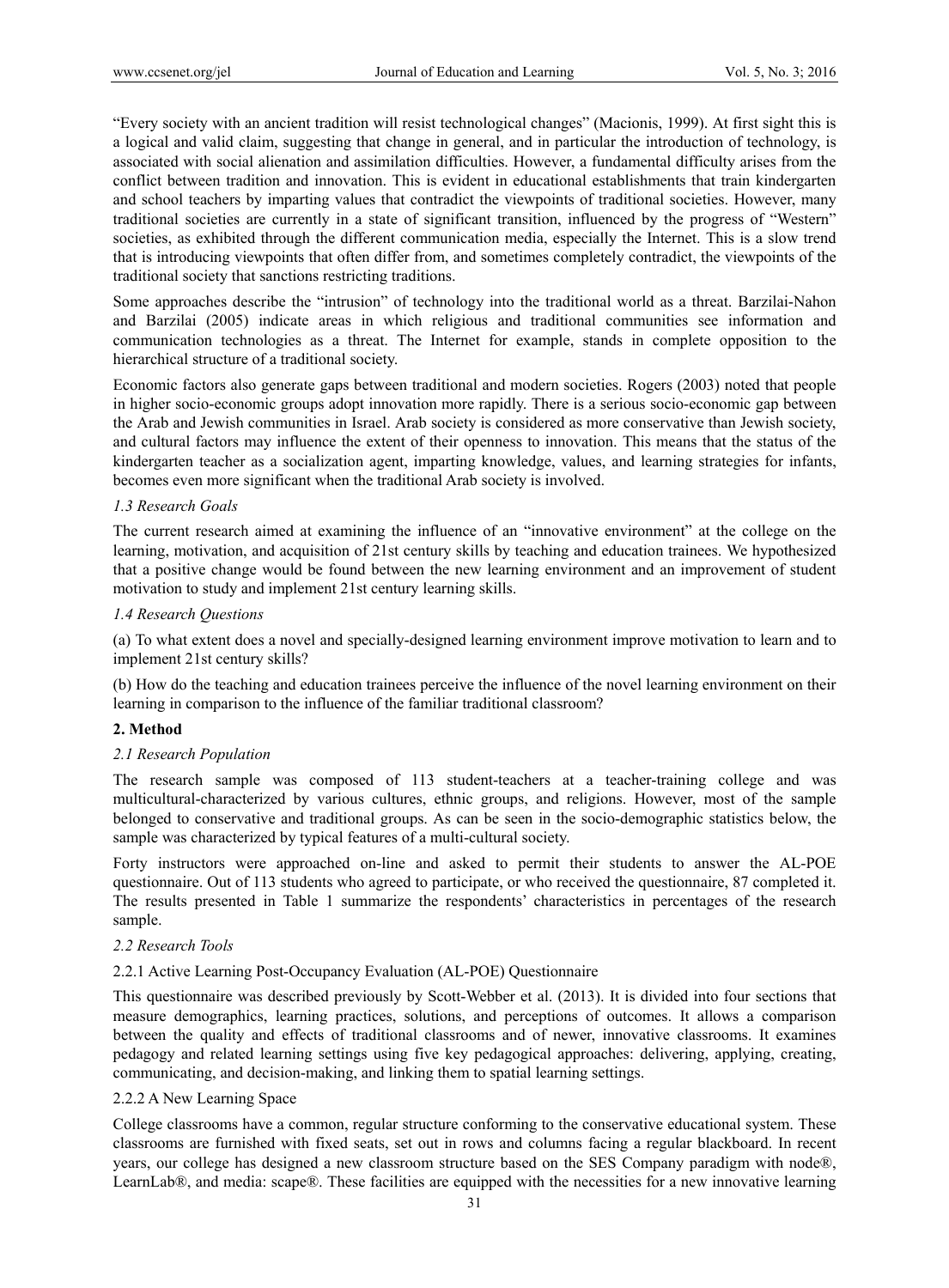"Every society with an ancient tradition will resist technological changes" (Macionis, 1999). At first sight this is a logical and valid claim, suggesting that change in general, and in particular the introduction of technology, is associated with social alienation and assimilation difficulties. However, a fundamental difficulty arises from the conflict between tradition and innovation. This is evident in educational establishments that train kindergarten and school teachers by imparting values that contradict the viewpoints of traditional societies. However, many traditional societies are currently in a state of significant transition, influenced by the progress of "Western" societies, as exhibited through the different communication media, especially the Internet. This is a slow trend that is introducing viewpoints that often differ from, and sometimes completely contradict, the viewpoints of the traditional society that sanctions restricting traditions.

Some approaches describe the "intrusion" of technology into the traditional world as a threat. Barzilai-Nahon and Barzilai (2005) indicate areas in which religious and traditional communities see information and communication technologies as a threat. The Internet for example, stands in complete opposition to the hierarchical structure of a traditional society.

Economic factors also generate gaps between traditional and modern societies. Rogers (2003) noted that people in higher socio-economic groups adopt innovation more rapidly. There is a serious socio-economic gap between the Arab and Jewish communities in Israel. Arab society is considered as more conservative than Jewish society, and cultural factors may influence the extent of their openness to innovation. This means that the status of the kindergarten teacher as a socialization agent, imparting knowledge, values, and learning strategies for infants, becomes even more significant when the traditional Arab society is involved.

### *1.3 Research Goals*

The current research aimed at examining the influence of an "innovative environment" at the college on the learning, motivation, and acquisition of 21st century skills by teaching and education trainees. We hypothesized that a positive change would be found between the new learning environment and an improvement of student motivation to study and implement 21st century learning skills.

### *1.4 Research Questions*

(a) To what extent does a novel and specially-designed learning environment improve motivation to learn and to implement 21st century skills?

(b) How do the teaching and education trainees perceive the influence of the novel learning environment on their learning in comparison to the influence of the familiar traditional classroom?

## **2. Method**

### *2.1 Research Population*

The research sample was composed of 113 student-teachers at a teacher-training college and was multicultural-characterized by various cultures, ethnic groups, and religions. However, most of the sample belonged to conservative and traditional groups. As can be seen in the socio-demographic statistics below, the sample was characterized by typical features of a multi-cultural society.

Forty instructors were approached on-line and asked to permit their students to answer the AL-POE questionnaire. Out of 113 students who agreed to participate, or who received the questionnaire, 87 completed it. The results presented in Table 1 summarize the respondents' characteristics in percentages of the research sample.

### *2.2 Research Tools*

#### 2.2.1 Active Learning Post-Occupancy Evaluation (AL-POE) Questionnaire

This questionnaire was described previously by Scott-Webber et al. (2013). It is divided into four sections that measure demographics, learning practices, solutions, and perceptions of outcomes. It allows a comparison between the quality and effects of traditional classrooms and of newer, innovative classrooms. It examines pedagogy and related learning settings using five key pedagogical approaches: delivering, applying, creating, communicating, and decision-making, and linking them to spatial learning settings.

#### 2.2.2 A New Learning Space

College classrooms have a common, regular structure conforming to the conservative educational system. These classrooms are furnished with fixed seats, set out in rows and columns facing a regular blackboard. In recent years, our college has designed a new classroom structure based on the SES Company paradigm with node®, LearnLab®, and media: scape®. These facilities are equipped with the necessities for a new innovative learning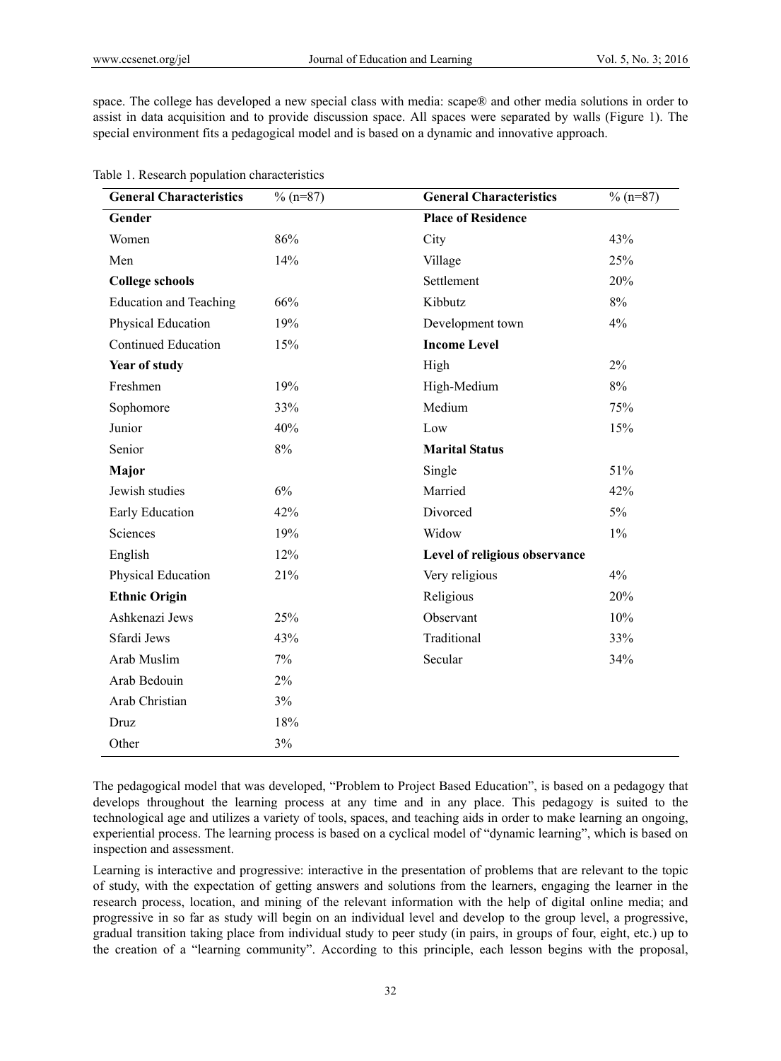space. The college has developed a new special class with media: scape® and other media solutions in order to assist in data acquisition and to provide discussion space. All spaces were separated by walls (Figure 1). The special environment fits a pedagogical model and is based on a dynamic and innovative approach.

Table 1. Research population characteristics

| General Characteristics | % (n=87) | General Characteristics | % (n=87) |
|---|---|---|---|
| **Gender** | | **Place of Residence** | |
| Women | 86% | City | 43% |
| Men | 14% | Village | 25% |
| **College schools** | | Settlement | 20% |
| Education and Teaching | 66% | Kibbutz | 8% |
| Physical Education | 19% | Development town | 4% |
| Continued Education | 15% | **Income Level** | |
| **Year of study** | | High | 2% |
| Freshmen | 19% | High-Medium | 8% |
| Sophomore | 33% | Medium | 75% |
| Junior | 40% | Low | 15% |
| Senior | 8% | **Marital Status** | |
| **Major** | | Single | 51% |
| Jewish studies | 6% | Married | 42% |
| Early Education | 42% | Divorced | 5% |
| Sciences | 19% | Widow | 1% |
| English | 12% | **Level of religious observance** | |
| Physical Education | 21% | Very religious | 4% |
| **Ethnic Origin** | | Religious | 20% |
| Ashkenazi Jews | 25% | Observant | 10% |
| Sfardi Jews | 43% | Traditional | 33% |
| Arab Muslim | 7% | Secular | 34% |
| Arab Bedouin | 2% | | |
| Arab Christian | 3% | | |
| Druz | 18% | | |
| Other | 3% | | |

The pedagogical model that was developed, "Problem to Project Based Education", is based on a pedagogy that develops throughout the learning process at any time and in any place. This pedagogy is suited to the technological age and utilizes a variety of tools, spaces, and teaching aids in order to make learning an ongoing, experiential process. The learning process is based on a cyclical model of "dynamic learning", which is based on inspection and assessment.

Learning is interactive and progressive: interactive in the presentation of problems that are relevant to the topic of study, with the expectation of getting answers and solutions from the learners, engaging the learner in the research process, location, and mining of the relevant information with the help of digital online media; and progressive in so far as study will begin on an individual level and develop to the group level, a progressive, gradual transition taking place from individual study to peer study (in pairs, in groups of four, eight, etc.) up to the creation of a "learning community". According to this principle, each lesson begins with the proposal,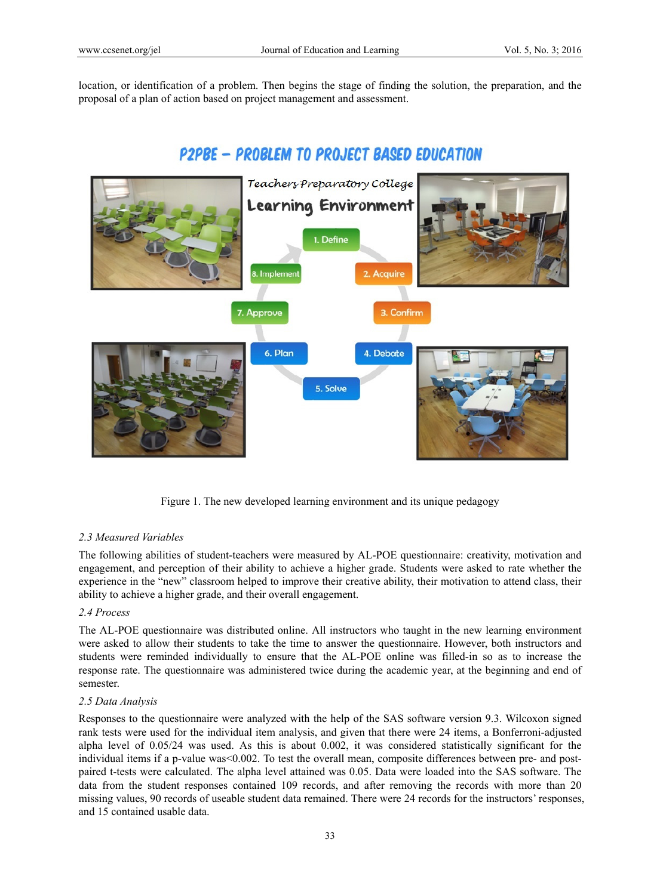location, or identification of a problem. Then begins the stage of finding the solution, the preparation, and the proposal of a plan of action based on project management and assessment.

Figure 1. The new developed learning environment and its unique pedagogy

### 2.3 Measured Variables

The following abilities of student-teachers were measured by AL-POE questionnaire: creativity, motivation and engagement, and perception of their ability to achieve a higher grade. Students were asked to rate whether the experience in the "new" classroom helped to improve their creative ability, their motivation to attend class, their ability to achieve a higher grade, and their overall engagement.

### 2.4 Process

The AL-POE questionnaire was distributed online. All instructors who taught in the new learning environment were asked to allow their students to take the time to answer the questionnaire. However, both instructors and students were reminded individually to ensure that the AL-POE online was filled-in so as to increase the response rate. The questionnaire was administered twice during the academic year, at the beginning and end of semester.

### 2.5 Data Analysis

Responses to the questionnaire were analyzed with the help of the SAS software version 9.3. Wilcoxon signed rank tests were used for the individual item analysis, and given that there were 24 items, a Bonferroni-adjusted alpha level of 0.05/24 was used. As this is about 0.002, it was considered statistically significant for the individual items if a p-value was<0.002. To test the overall mean, composite differences between pre- and post-paired t-tests were calculated. The alpha level attained was 0.05. Data were loaded into the SAS software. The data from the student responses contained 109 records, and after removing the records with more than 20 missing values, 90 records of useable student data remained. There were 24 records for the instructors' responses, and 15 contained usable data.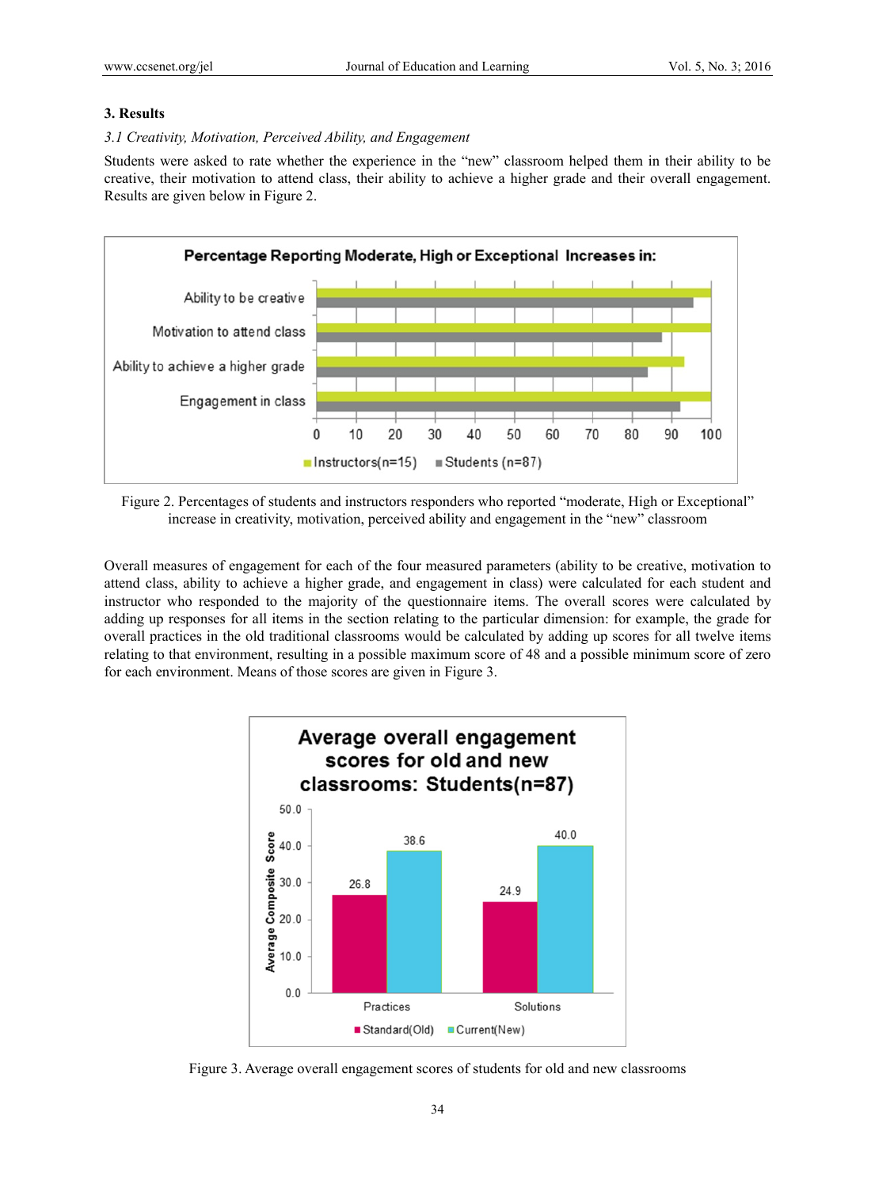## 3. Results

### *3.1 Creativity, Motivation, Perceived Ability, and Engagement*

Students were asked to rate whether the experience in the "new" classroom helped them in their ability to be creative, their motivation to attend class, their ability to achieve a higher grade and their overall engagement. Results are given below in Figure 2.

Figure 2. Percentages of students and instructors responders who reported "moderate, High or Exceptional" increase in creativity, motivation, perceived ability and engagement in the "new" classroom

Overall measures of engagement for each of the four measured parameters (ability to be creative, motivation to attend class, ability to achieve a higher grade, and engagement in class) were calculated for each student and instructor who responded to the majority of the questionnaire items. The overall scores were calculated by adding up responses for all items in the section relating to the particular dimension: for example, the grade for overall practices in the old traditional classrooms would be calculated by adding up scores for all twelve items relating to that environment, resulting in a possible maximum score of 48 and a possible minimum score of zero for each environment. Means of those scores are given in Figure 3.

Figure 3. Average overall engagement scores of students for old and new classrooms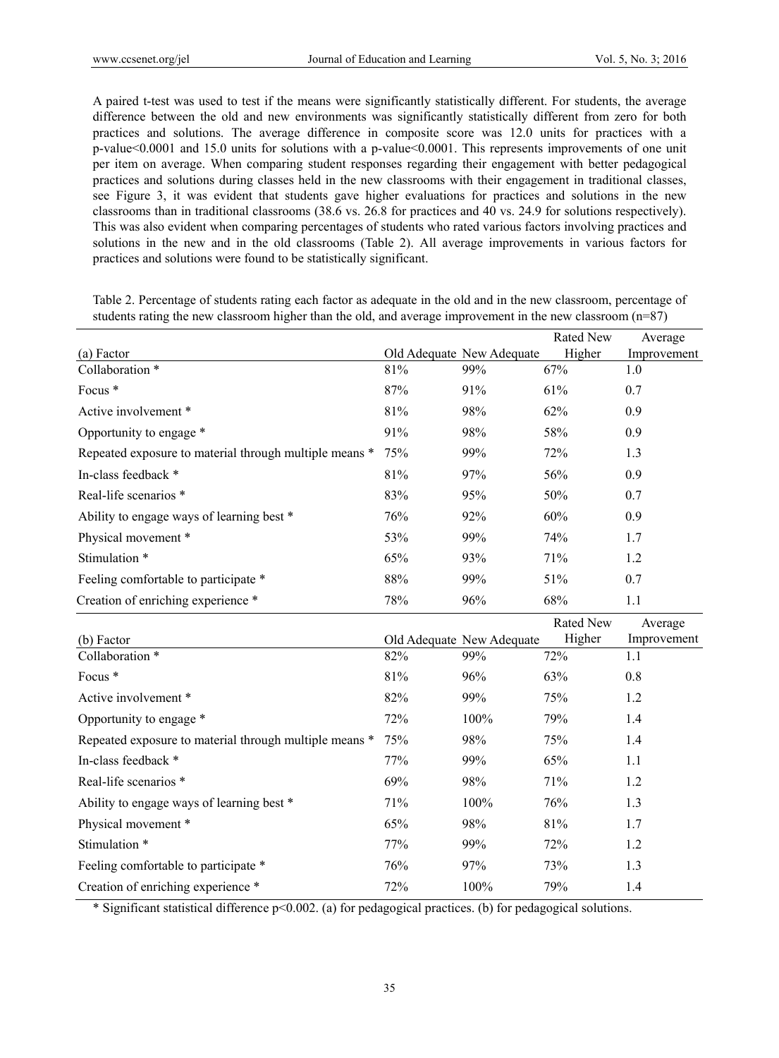A paired t-test was used to test if the means were significantly statistically different. For students, the average difference between the old and new environments was significantly statistically different from zero for both practices and solutions. The average difference in composite score was 12.0 units for practices with a p-value<0.0001 and 15.0 units for solutions with a p-value<0.0001. This represents improvements of one unit per item on average. When comparing student responses regarding their engagement with better pedagogical practices and solutions during classes held in the new classrooms with their engagement in traditional classes, see Figure 3, it was evident that students gave higher evaluations for practices and solutions in the new classrooms than in traditional classrooms (38.6 vs. 26.8 for practices and 40 vs. 24.9 for solutions respectively). This was also evident when comparing percentages of students who rated various factors involving practices and solutions in the new and in the old classrooms (Table 2). All average improvements in various factors for practices and solutions were found to be statistically significant.

Table 2. Percentage of students rating each factor as adequate in the old and in the new classroom, percentage of students rating the new classroom higher than the old, and average improvement in the new classroom (n=87)

| (a) Factor | Old Adequate | New Adequate | Rated New Higher | Average Improvement |
|---|---|---|---|---|
| Collaboration * | 81% | 99% | 67% | 1.0 |
| Focus * | 87% | 91% | 61% | 0.7 |
| Active involvement * | 81% | 98% | 62% | 0.9 |
| Opportunity to engage * | 91% | 98% | 58% | 0.9 |
| Repeated exposure to material through multiple means * | 75% | 99% | 72% | 1.3 |
| In-class feedback * | 81% | 97% | 56% | 0.9 |
| Real-life scenarios * | 83% | 95% | 50% | 0.7 |
| Ability to engage ways of learning best * | 76% | 92% | 60% | 0.9 |
| Physical movement * | 53% | 99% | 74% | 1.7 |
| Stimulation * | 65% | 93% | 71% | 1.2 |
| Feeling comfortable to participate * | 88% | 99% | 51% | 0.7 |
| Creation of enriching experience * | 78% | 96% | 68% | 1.1 |

| (b) Factor | Old Adequate | New Adequate | Rated New Higher | Average Improvement |
|---|---|---|---|---|
| Collaboration * | 82% | 99% | 72% | 1.1 |
| Focus * | 81% | 96% | 63% | 0.8 |
| Active involvement * | 82% | 99% | 75% | 1.2 |
| Opportunity to engage * | 72% | 100% | 79% | 1.4 |
| Repeated exposure to material through multiple means * | 75% | 98% | 75% | 1.4 |
| In-class feedback * | 77% | 99% | 65% | 1.1 |
| Real-life scenarios * | 69% | 98% | 71% | 1.2 |
| Ability to engage ways of learning best * | 71% | 100% | 76% | 1.3 |
| Physical movement * | 65% | 98% | 81% | 1.7 |
| Stimulation * | 77% | 99% | 72% | 1.2 |
| Feeling comfortable to participate * | 76% | 97% | 73% | 1.3 |
| Creation of enriching experience * | 72% | 100% | 79% | 1.4 |

\* Significant statistical difference $p<0.002$. (a) for pedagogical practices. (b) for pedagogical solutions.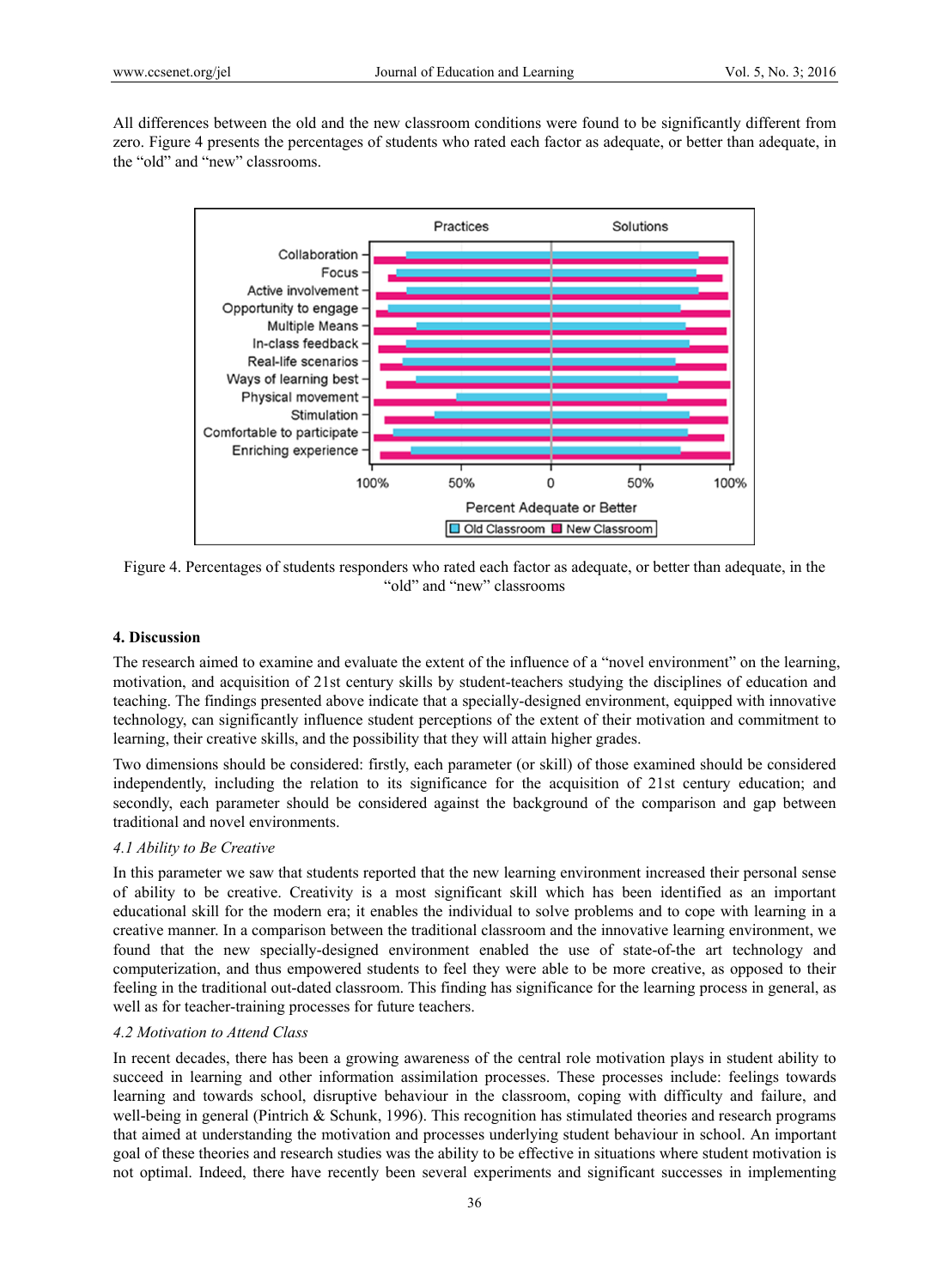All differences between the old and the new classroom conditions were found to be significantly different from zero. Figure 4 presents the percentages of students who rated each factor as adequate, or better than adequate, in the "old" and "new" classrooms.

Figure 4. Percentages of students responders who rated each factor as adequate, or better than adequate, in the "old" and "new" classrooms

## 4. Discussion

The research aimed to examine and evaluate the extent of the influence of a "novel environment" on the learning, motivation, and acquisition of 21st century skills by student-teachers studying the disciplines of education and teaching. The findings presented above indicate that a specially-designed environment, equipped with innovative technology, can significantly influence student perceptions of the extent of their motivation and commitment to learning, their creative skills, and the possibility that they will attain higher grades.

Two dimensions should be considered: firstly, each parameter (or skill) of those examined should be considered independently, including the relation to its significance for the acquisition of 21st century education; and secondly, each parameter should be considered against the background of the comparison and gap between traditional and novel environments.

### *4.1 Ability to Be Creative*

In this parameter we saw that students reported that the new learning environment increased their personal sense of ability to be creative. Creativity is a most significant skill which has been identified as an important educational skill for the modern era; it enables the individual to solve problems and to cope with learning in a creative manner. In a comparison between the traditional classroom and the innovative learning environment, we found that the new specially-designed environment enabled the use of state-of-the art technology and computerization, and thus empowered students to feel they were able to be more creative, as opposed to their feeling in the traditional out-dated classroom. This finding has significance for the learning process in general, as well as for teacher-training processes for future teachers.

### *4.2 Motivation to Attend Class*

In recent decades, there has been a growing awareness of the central role motivation plays in student ability to succeed in learning and other information assimilation processes. These processes include: feelings towards learning and towards school, disruptive behaviour in the classroom, coping with difficulty and failure, and well-being in general (Pintrich & Schunk, 1996). This recognition has stimulated theories and research programs that aimed at understanding the motivation and processes underlying student behaviour in school. An important goal of these theories and research studies was the ability to be effective in situations where student motivation is not optimal. Indeed, there have recently been several experiments and significant successes in implementing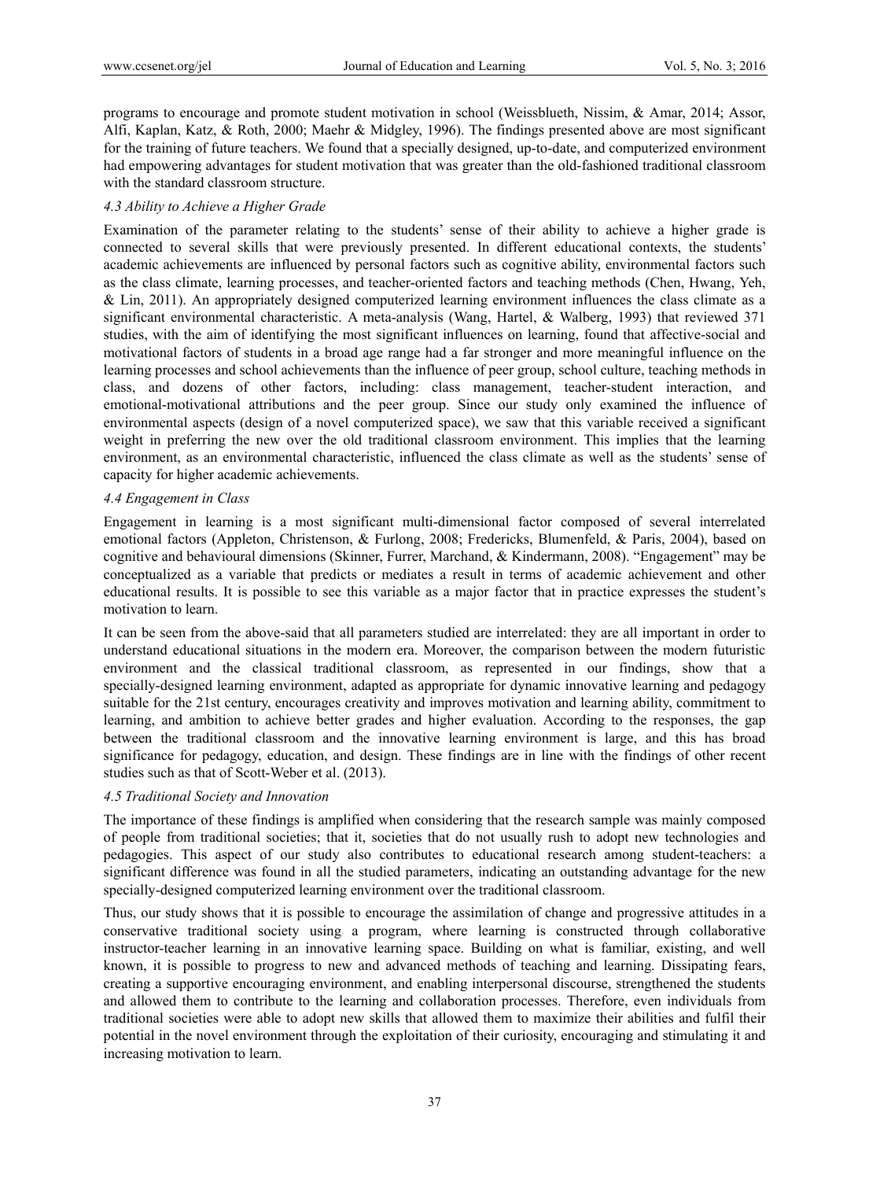programs to encourage and promote student motivation in school (Weissblueth, Nissim, & Amar, 2014; Assor, Alfi, Kaplan, Katz, & Roth, 2000; Maehr & Midgley, 1996). The findings presented above are most significant for the training of future teachers. We found that a specially designed, up-to-date, and computerized environment had empowering advantages for student motivation that was greater than the old-fashioned traditional classroom with the standard classroom structure.

### *4.3 Ability to Achieve a Higher Grade*

Examination of the parameter relating to the students' sense of their ability to achieve a higher grade is connected to several skills that were previously presented. In different educational contexts, the students' academic achievements are influenced by personal factors such as cognitive ability, environmental factors such as the class climate, learning processes, and teacher-oriented factors and teaching methods (Chen, Hwang, Yeh, & Lin, 2011). An appropriately designed computerized learning environment influences the class climate as a significant environmental characteristic. A meta-analysis (Wang, Hartel, & Walberg, 1993) that reviewed 371 studies, with the aim of identifying the most significant influences on learning, found that affective-social and motivational factors of students in a broad age range had a far stronger and more meaningful influence on the learning processes and school achievements than the influence of peer group, school culture, teaching methods in class, and dozens of other factors, including: class management, teacher-student interaction, and emotional-motivational attributions and the peer group. Since our study only examined the influence of environmental aspects (design of a novel computerized space), we saw that this variable received a significant weight in preferring the new over the old traditional classroom environment. This implies that the learning environment, as an environmental characteristic, influenced the class climate as well as the students' sense of capacity for higher academic achievements.

### *4.4 Engagement in Class*

Engagement in learning is a most significant multi-dimensional factor composed of several interrelated emotional factors (Appleton, Christenson, & Furlong, 2008; Fredericks, Blumenfeld, & Paris, 2004), based on cognitive and behavioural dimensions (Skinner, Furrer, Marchand, & Kindermann, 2008). "Engagement" may be conceptualized as a variable that predicts or mediates a result in terms of academic achievement and other educational results. It is possible to see this variable as a major factor that in practice expresses the student's motivation to learn.

It can be seen from the above-said that all parameters studied are interrelated: they are all important in order to understand educational situations in the modern era. Moreover, the comparison between the modern futuristic environment and the classical traditional classroom, as represented in our findings, show that a specially-designed learning environment, adapted as appropriate for dynamic innovative learning and pedagogy suitable for the 21st century, encourages creativity and improves motivation and learning ability, commitment to learning, and ambition to achieve better grades and higher evaluation. According to the responses, the gap between the traditional classroom and the innovative learning environment is large, and this has broad significance for pedagogy, education, and design. These findings are in line with the findings of other recent studies such as that of Scott-Weber et al. (2013).

### *4.5 Traditional Society and Innovation*

The importance of these findings is amplified when considering that the research sample was mainly composed of people from traditional societies; that it, societies that do not usually rush to adopt new technologies and pedagogies. This aspect of our study also contributes to educational research among student-teachers: a significant difference was found in all the studied parameters, indicating an outstanding advantage for the new specially-designed computerized learning environment over the traditional classroom.

Thus, our study shows that it is possible to encourage the assimilation of change and progressive attitudes in a conservative traditional society using a program, where learning is constructed through collaborative instructor-teacher learning in an innovative learning space. Building on what is familiar, existing, and well known, it is possible to progress to new and advanced methods of teaching and learning. Dissipating fears, creating a supportive encouraging environment, and enabling interpersonal discourse, strengthened the students and allowed them to contribute to the learning and collaboration processes. Therefore, even individuals from traditional societies were able to adopt new skills that allowed them to maximize their abilities and fulfil their potential in the novel environment through the exploitation of their curiosity, encouraging and stimulating it and increasing motivation to learn.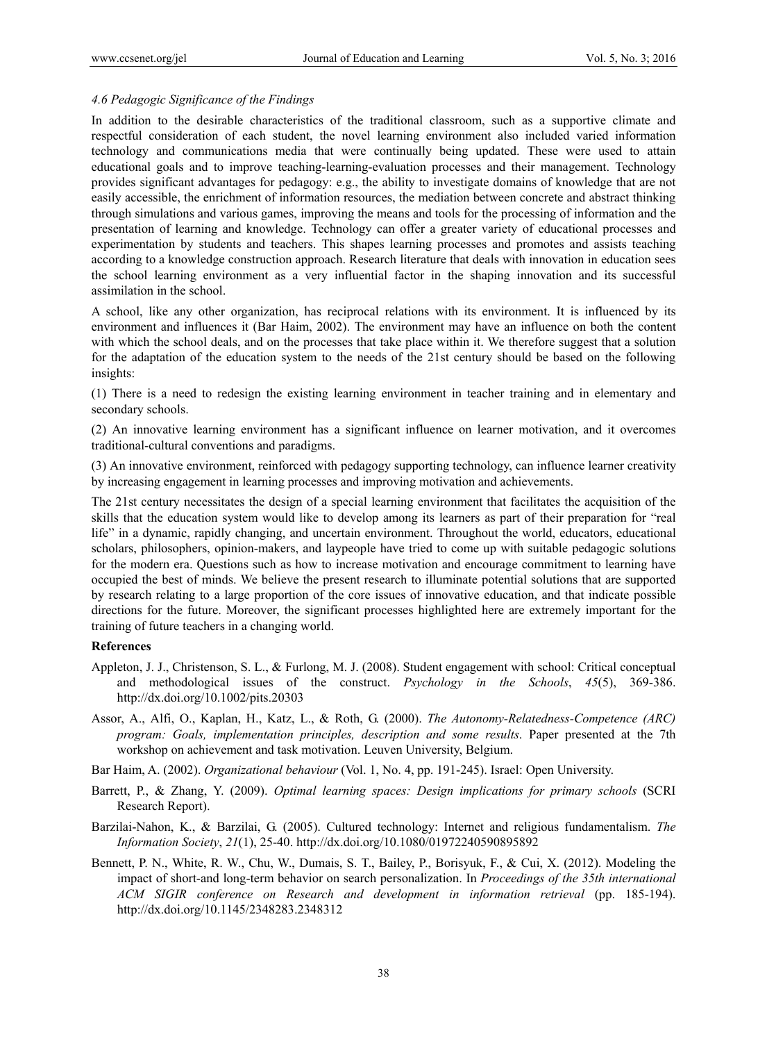### *4.6 Pedagogic Significance of the Findings*

In addition to the desirable characteristics of the traditional classroom, such as a supportive climate and respectful consideration of each student, the novel learning environment also included varied information technology and communications media that were continually being updated. These were used to attain educational goals and to improve teaching-learning-evaluation processes and their management. Technology provides significant advantages for pedagogy: e.g., the ability to investigate domains of knowledge that are not easily accessible, the enrichment of information resources, the mediation between concrete and abstract thinking through simulations and various games, improving the means and tools for the processing of information and the presentation of learning and knowledge. Technology can offer a greater variety of educational processes and experimentation by students and teachers. This shapes learning processes and promotes and assists teaching according to a knowledge construction approach. Research literature that deals with innovation in education sees the school learning environment as a very influential factor in the shaping innovation and its successful assimilation in the school.

A school, like any other organization, has reciprocal relations with its environment. It is influenced by its environment and influences it (Bar Haim, 2002). The environment may have an influence on both the content with which the school deals, and on the processes that take place within it. We therefore suggest that a solution for the adaptation of the education system to the needs of the 21st century should be based on the following insights:

(1) There is a need to redesign the existing learning environment in teacher training and in elementary and secondary schools.

(2) An innovative learning environment has a significant influence on learner motivation, and it overcomes traditional-cultural conventions and paradigms.

(3) An innovative environment, reinforced with pedagogy supporting technology, can influence learner creativity by increasing engagement in learning processes and improving motivation and achievements.

The 21st century necessitates the design of a special learning environment that facilitates the acquisition of the skills that the education system would like to develop among its learners as part of their preparation for "real life" in a dynamic, rapidly changing, and uncertain environment. Throughout the world, educators, educational scholars, philosophers, opinion-makers, and laypeople have tried to come up with suitable pedagogic solutions for the modern era. Questions such as how to increase motivation and encourage commitment to learning have occupied the best of minds. We believe the present research to illuminate potential solutions that are supported by research relating to a large proportion of the core issues of innovative education, and that indicate possible directions for the future. Moreover, the significant processes highlighted here are extremely important for the training of future teachers in a changing world.

**References**

Appleton, J. J., Christenson, S. L., & Furlong, M. J. (2008). Student engagement with school: Critical conceptual and methodological issues of the construct. *Psychology in the Schools*, *45*(5), 369-386. http://dx.doi.org/10.1002/pits.20303

Assor, A., Alfi, O., Kaplan, H., Katz, L., & Roth, G. (2000). *The Autonomy-Relatedness-Competence (ARC) program: Goals, implementation principles, description and some results*. Paper presented at the 7th workshop on achievement and task motivation. Leuven University, Belgium.

Bar Haim, A. (2002). *Organizational behaviour* (Vol. 1, No. 4, pp. 191-245). Israel: Open University.

Barrett, P., & Zhang, Y. (2009). *Optimal learning spaces: Design implications for primary schools* (SCRI Research Report).

Barzilai-Nahon, K., & Barzilai, G. (2005). Cultured technology: Internet and religious fundamentalism. *The Information Society*, *21*(1), 25-40. http://dx.doi.org/10.1080/01972240590895892

Bennett, P. N., White, R. W., Chu, W., Dumais, S. T., Bailey, P., Borisyuk, F., & Cui, X. (2012). Modeling the impact of short-and long-term behavior on search personalization. In *Proceedings of the 35th international ACM SIGIR conference on Research and development in information retrieval* (pp. 185-194). http://dx.doi.org/10.1145/2348283.2348312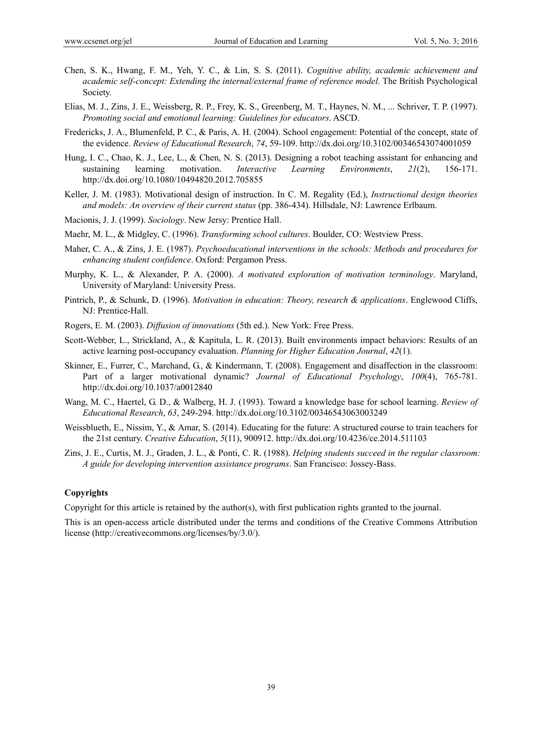Chen, S. K., Hwang, F. M., Yeh, Y. C., & Lin, S. S. (2011). *Cognitive ability, academic achievement and academic self-concept: Extending the internal/external frame of reference model*. The British Psychological Society.

Elias, M. J., Zins, J. E., Weissberg, R. P., Frey, K. S., Greenberg, M. T., Haynes, N. M., ... Schriver, T. P. (1997). *Promoting social and emotional learning: Guidelines for educators*. ASCD.

Fredericks, J. A., Blumenfeld, P. C., & Paris, A. H. (2004). School engagement: Potential of the concept, state of the evidence. *Review of Educational Research*, *74*, 59-109. http://dx.doi.org/10.3102/00346543074001059

Hung, I. C., Chao, K. J., Lee, L., & Chen, N. S. (2013). Designing a robot teaching assistant for enhancing and sustaining learning motivation. *Interactive Learning Environments*, *21*(2), 156-171. http://dx.doi.org/10.1080/10494820.2012.705855

Keller, J. M. (1983). Motivational design of instruction. In C. M. Regality (Ed.), *Instructional design theories and models: An overview of their current status* (pp. 386-434). Hillsdale, NJ: Lawrence Erlbaum.

Macionis, J. J. (1999). *Sociology*. New Jersy: Prentice Hall.

Maehr, M. L., & Midgley, C. (1996). *Transforming school cultures*. Boulder, CO: Westview Press.

Maher, C. A., & Zins, J. E. (1987). *Psychoeducational interventions in the schools: Methods and procedures for enhancing student confidence*. Oxford: Pergamon Press.

Murphy, K. L., & Alexander, P. A. (2000). *A motivated exploration of motivation terminology*. Maryland, University of Maryland: University Press.

Pintrich, P., & Schunk, D. (1996). *Motivation in education: Theory, research & applications*. Englewood Cliffs, NJ: Prentice-Hall.

Rogers, E. M. (2003). *Diffusion of innovations* (5th ed.). New York: Free Press.

Scott-Webber, L., Strickland, A., & Kapitula, L. R. (2013). Built environments impact behaviors: Results of an active learning post-occupancy evaluation. *Planning for Higher Education Journal*, *42*(1).

Skinner, E., Furrer, C., Marchand, G., & Kindermann, T. (2008). Engagement and disaffection in the classroom: Part of a larger motivational dynamic? *Journal of Educational Psychology*, *100*(4), 765-781. http://dx.doi.org/10.1037/a0012840

Wang, M. C., Haertel, G. D., & Walberg, H. J. (1993). Toward a knowledge base for school learning. *Review of Educational Research*, *63*, 249-294. http://dx.doi.org/10.3102/00346543063003249

Weissblueth, E., Nissim, Y., & Amar, S. (2014). Educating for the future: A structured course to train teachers for the 21st century. *Creative Education*, *5*(11), 900912. http://dx.doi.org/10.4236/ce.2014.511103

Zins, J. E., Curtis, M. J., Graden, J. L., & Ponti, C. R. (1988). *Helping students succeed in the regular classroom: A guide for developing intervention assistance programs*. San Francisco: Jossey-Bass.

**Copyrights**

Copyright for this article is retained by the author(s), with first publication rights granted to the journal.

This is an open-access article distributed under the terms and conditions of the Creative Commons Attribution license (http://creativecommons.org/licenses/by/3.0/).